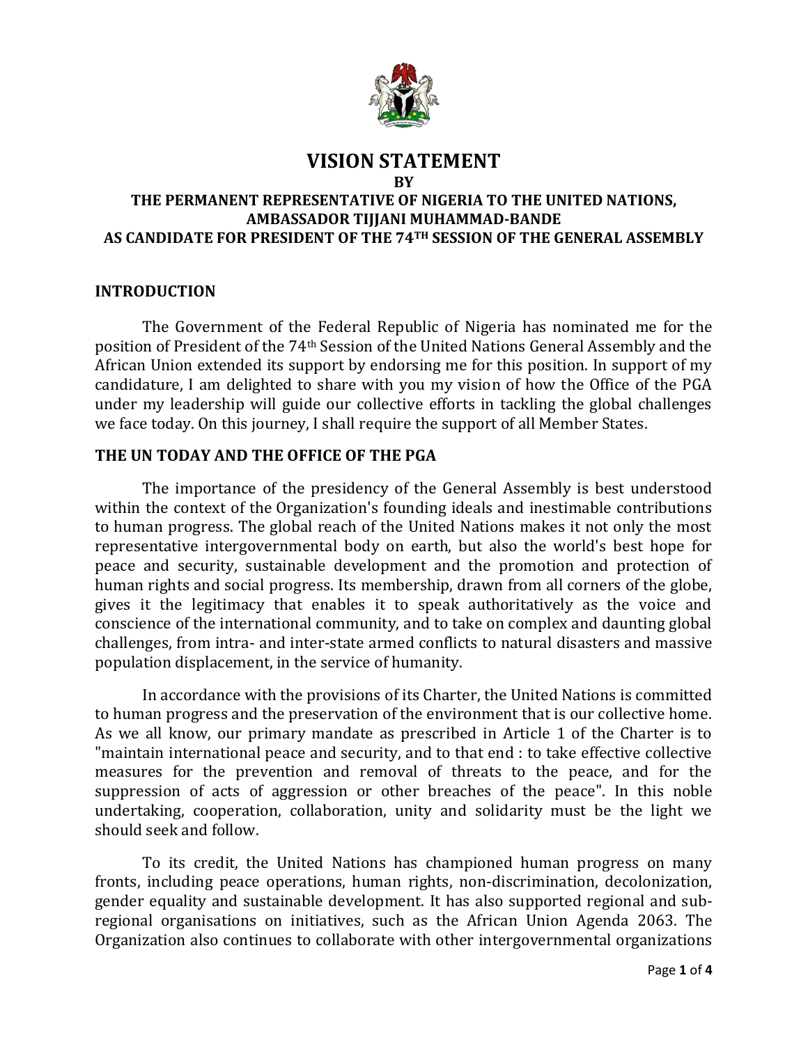# VISION STATEMENT

**BY**

**THE PERMANENT REPRESENTATIVE OF NIGERIA TO THE UNITED NATIONS, AMBASSADOR TIJJANI MUHAMMAD-BANDE AS CANDIDATE FOR PRESIDENT OF THE 74TH SESSION OF THE GENERAL ASSEMBLY**

## INTRODUCTION

The Government of the Federal Republic of Nigeria has nominated me for the position of President of the 74th Session of the United Nations General Assembly and the African Union extended its support by endorsing me for this position. In support of my candidature, I am delighted to share with you my vision of how the Office of the PGA under my leadership will guide our collective efforts in tackling the global challenges we face today. On this journey, I shall require the support of all Member States.

## THE UN TODAY AND THE OFFICE OF THE PGA

The importance of the presidency of the General Assembly is best understood within the context of the Organization's founding ideals and inestimable contributions to human progress. The global reach of the United Nations makes it not only the most representative intergovernmental body on earth, but also the world's best hope for peace and security, sustainable development and the promotion and protection of human rights and social progress. Its membership, drawn from all corners of the globe, gives it the legitimacy that enables it to speak authoritatively as the voice and conscience of the international community, and to take on complex and daunting global challenges, from intra- and inter-state armed conflicts to natural disasters and massive population displacement, in the service of humanity.

In accordance with the provisions of its Charter, the United Nations is committed to human progress and the preservation of the environment that is our collective home. As we all know, our primary mandate as prescribed in Article 1 of the Charter is to "maintain international peace and security, and to that end : to take effective collective measures for the prevention and removal of threats to the peace, and for the suppression of acts of aggression or other breaches of the peace". In this noble undertaking, cooperation, collaboration, unity and solidarity must be the light we should seek and follow.

To its credit, the United Nations has championed human progress on many fronts, including peace operations, human rights, non-discrimination, decolonization, gender equality and sustainable development. It has also supported regional and sub-regional organisations on initiatives, such as the African Union Agenda 2063. The Organization also continues to collaborate with other intergovernmental organizations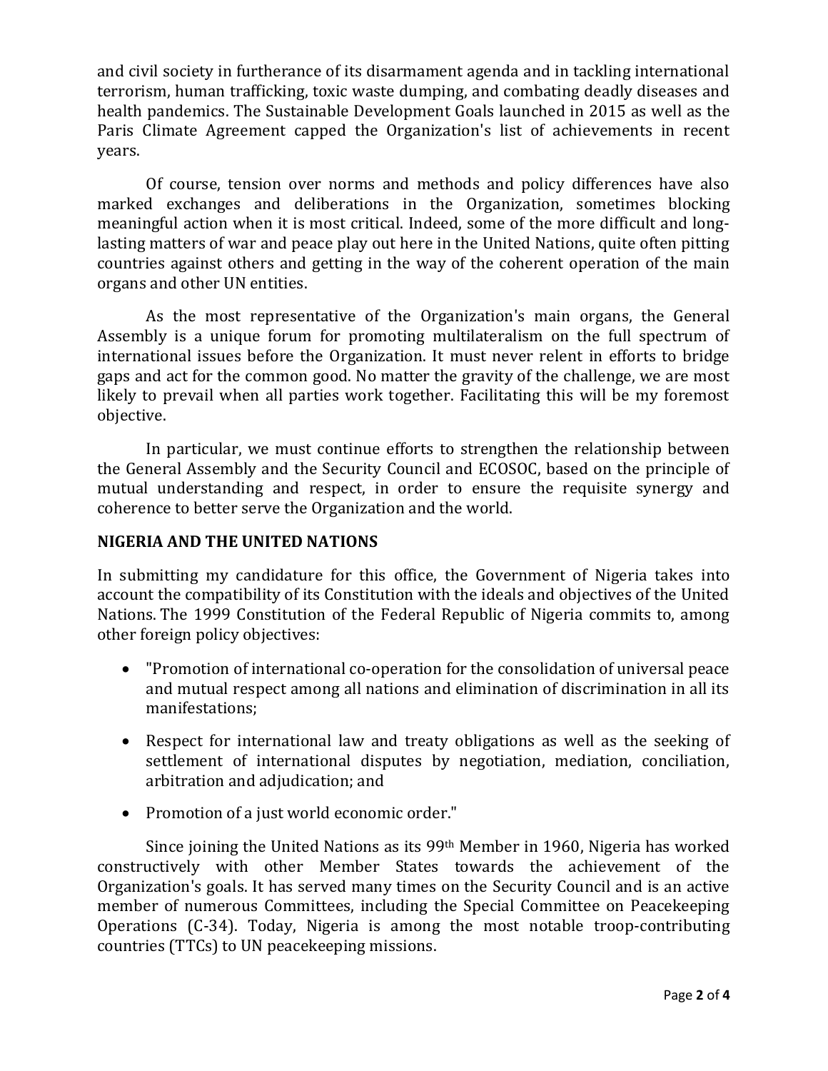and civil society in furtherance of its disarmament agenda and in tackling international terrorism, human trafficking, toxic waste dumping, and combating deadly diseases and health pandemics. The Sustainable Development Goals launched in 2015 as well as the Paris Climate Agreement capped the Organization's list of achievements in recent years.

Of course, tension over norms and methods and policy differences have also marked exchanges and deliberations in the Organization, sometimes blocking meaningful action when it is most critical. Indeed, some of the more difficult and long-lasting matters of war and peace play out here in the United Nations, quite often pitting countries against others and getting in the way of the coherent operation of the main organs and other UN entities.

As the most representative of the Organization's main organs, the General Assembly is a unique forum for promoting multilateralism on the full spectrum of international issues before the Organization. It must never relent in efforts to bridge gaps and act for the common good. No matter the gravity of the challenge, we are most likely to prevail when all parties work together. Facilitating this will be my foremost objective.

In particular, we must continue efforts to strengthen the relationship between the General Assembly and the Security Council and ECOSOC, based on the principle of mutual understanding and respect, in order to ensure the requisite synergy and coherence to better serve the Organization and the world.

## NIGERIA AND THE UNITED NATIONS

In submitting my candidature for this office, the Government of Nigeria takes into account the compatibility of its Constitution with the ideals and objectives of the United Nations. The 1999 Constitution of the Federal Republic of Nigeria commits to, among other foreign policy objectives:

- "Promotion of international co-operation for the consolidation of universal peace and mutual respect among all nations and elimination of discrimination in all its manifestations;
- Respect for international law and treaty obligations as well as the seeking of settlement of international disputes by negotiation, mediation, conciliation, arbitration and adjudication; and
- Promotion of a just world economic order."

Since joining the United Nations as its 99th Member in 1960, Nigeria has worked constructively with other Member States towards the achievement of the Organization's goals. It has served many times on the Security Council and is an active member of numerous Committees, including the Special Committee on Peacekeeping Operations (C-34). Today, Nigeria is among the most notable troop-contributing countries (TTCs) to UN peacekeeping missions.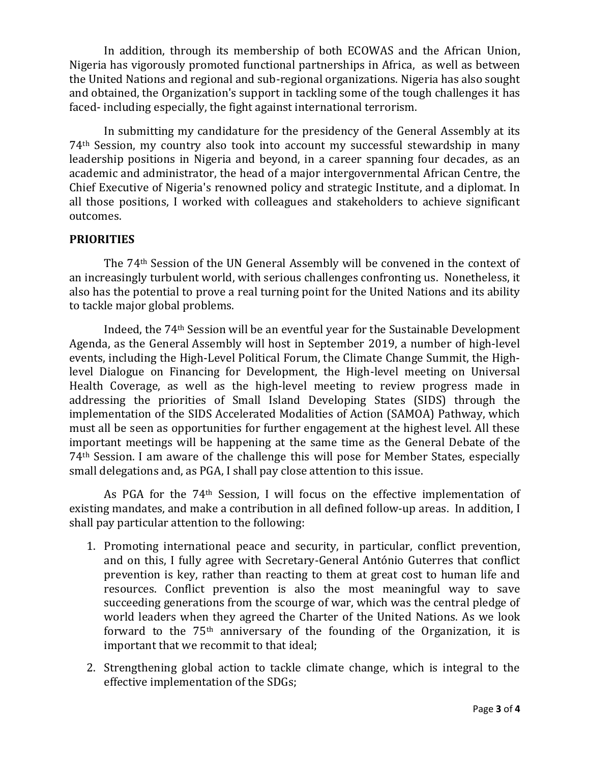In addition, through its membership of both ECOWAS and the African Union, Nigeria has vigorously promoted functional partnerships in Africa, as well as between the United Nations and regional and sub-regional organizations. Nigeria has also sought and obtained, the Organization's support in tackling some of the tough challenges it has faced- including especially, the fight against international terrorism.

In submitting my candidature for the presidency of the General Assembly at its 74th Session, my country also took into account my successful stewardship in many leadership positions in Nigeria and beyond, in a career spanning four decades, as an academic and administrator, the head of a major intergovernmental African Centre, the Chief Executive of Nigeria's renowned policy and strategic Institute, and a diplomat. In all those positions, I worked with colleagues and stakeholders to achieve significant outcomes.

**PRIORITIES**

The 74th Session of the UN General Assembly will be convened in the context of an increasingly turbulent world, with serious challenges confronting us. Nonetheless, it also has the potential to prove a real turning point for the United Nations and its ability to tackle major global problems.

Indeed, the 74th Session will be an eventful year for the Sustainable Development Agenda, as the General Assembly will host in September 2019, a number of high-level events, including the High-Level Political Forum, the Climate Change Summit, the High-level Dialogue on Financing for Development, the High-level meeting on Universal Health Coverage, as well as the high-level meeting to review progress made in addressing the priorities of Small Island Developing States (SIDS) through the implementation of the SIDS Accelerated Modalities of Action (SAMOA) Pathway, which must all be seen as opportunities for further engagement at the highest level. All these important meetings will be happening at the same time as the General Debate of the 74th Session. I am aware of the challenge this will pose for Member States, especially small delegations and, as PGA, I shall pay close attention to this issue.

As PGA for the 74th Session, I will focus on the effective implementation of existing mandates, and make a contribution in all defined follow-up areas. In addition, I shall pay particular attention to the following:

1. Promoting international peace and security, in particular, conflict prevention, and on this, I fully agree with Secretary-General António Guterres that conflict prevention is key, rather than reacting to them at great cost to human life and resources. Conflict prevention is also the most meaningful way to save succeeding generations from the scourge of war, which was the central pledge of world leaders when they agreed the Charter of the United Nations. As we look forward to the 75th anniversary of the founding of the Organization, it is important that we recommit to that ideal;
2. Strengthening global action to tackle climate change, which is integral to the effective implementation of the SDGs;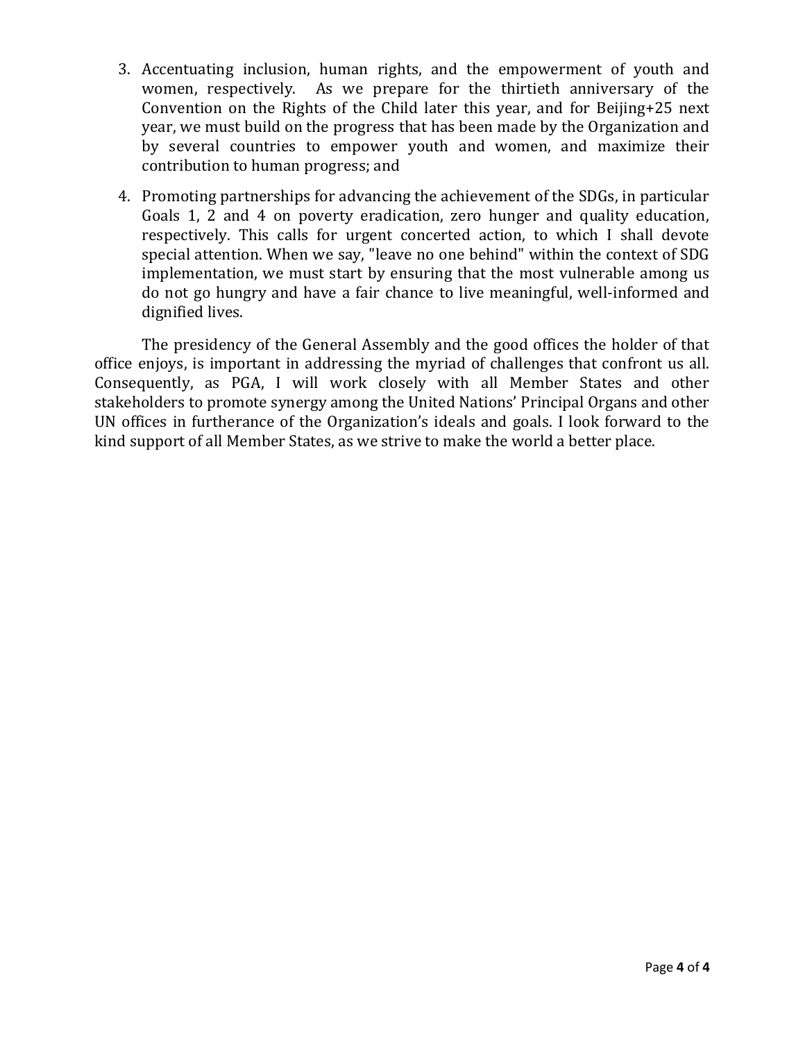3. Accentuating inclusion, human rights, and the empowerment of youth and women, respectively. As we prepare for the thirtieth anniversary of the Convention on the Rights of the Child later this year, and for Beijing+25 next year, we must build on the progress that has been made by the Organization and by several countries to empower youth and women, and maximize their contribution to human progress; and

4. Promoting partnerships for advancing the achievement of the SDGs, in particular Goals 1, 2 and 4 on poverty eradication, zero hunger and quality education, respectively. This calls for urgent concerted action, to which I shall devote special attention. When we say, "leave no one behind" within the context of SDG implementation, we must start by ensuring that the most vulnerable among us do not go hungry and have a fair chance to live meaningful, well-informed and dignified lives.

The presidency of the General Assembly and the good offices the holder of that office enjoys, is important in addressing the myriad of challenges that confront us all. Consequently, as PGA, I will work closely with all Member States and other stakeholders to promote synergy among the United Nations' Principal Organs and other UN offices in furtherance of the Organization's ideals and goals. I look forward to the kind support of all Member States, as we strive to make the world a better place.